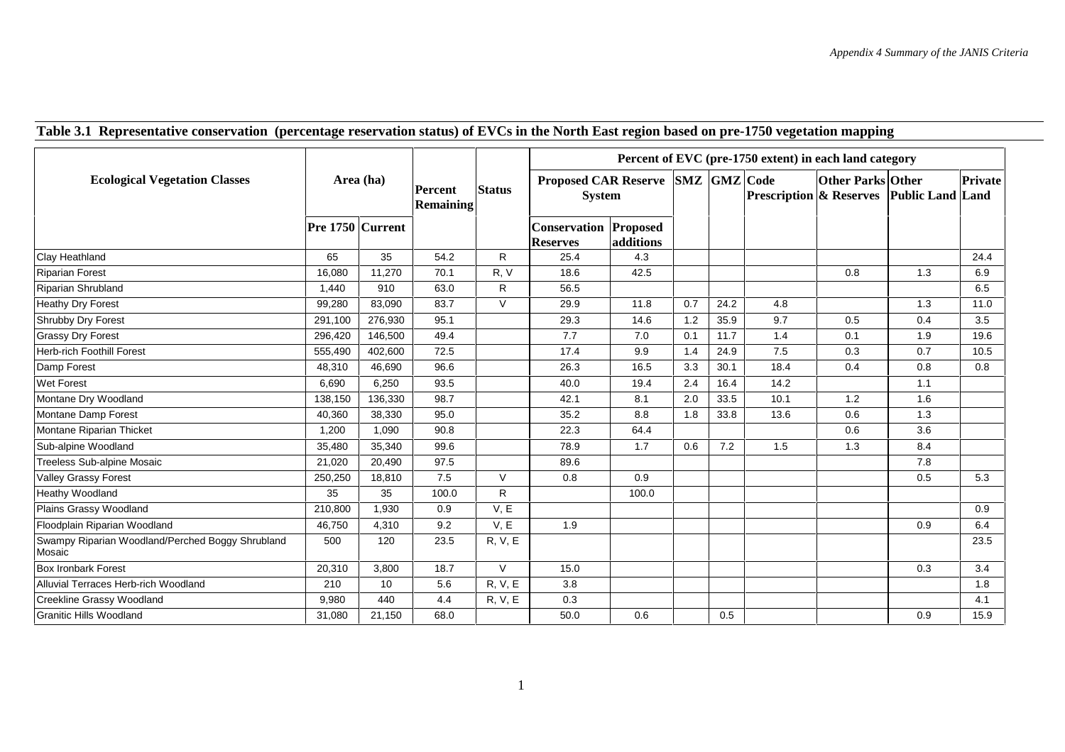## Table 3.1 Representative conservation (percentage reservation status) of EVCs in the North East region based on pre-1750 vegetation mapping

| Ecological Vegetation Classes | Area (ha) | | Percent Remaining | Status | Percent of EVC (pre-1750 extent) in each land category | | | | | | | |
|---|---|---|---|---|---|---|---|---|---|---|---|---|
| | | | | | Proposed CAR Reserve System | | SMZ | GMZ | Code Prescription | Other Parks & Reserves | Other Public Land | Private Land |
| | Pre 1750 | Current | | | Conservation Reserves | Proposed additions | | | | | | |
| Clay Heathland | 65 | 35 | 54.2 | R | 25.4 | 4.3 | | | | | | 24.4 |
| Riparian Forest | 16,080 | 11,270 | 70.1 | R, V | 18.6 | 42.5 | | | | 0.8 | 1.3 | 6.9 |
| Riparian Shrubland | 1,440 | 910 | 63.0 | R | 56.5 | | | | | | | 6.5 |
| Heathy Dry Forest | 99,280 | 83,090 | 83.7 | V | 29.9 | 11.8 | 0.7 | 24.2 | 4.8 | | 1.3 | 11.0 |
| Shrubby Dry Forest | 291,100 | 276,930 | 95.1 | | 29.3 | 14.6 | 1.2 | 35.9 | 9.7 | 0.5 | 0.4 | 3.5 |
| Grassy Dry Forest | 296,420 | 146,500 | 49.4 | | 7.7 | 7.0 | 0.1 | 11.7 | 1.4 | 0.1 | 1.9 | 19.6 |
| Herb-rich Foothill Forest | 555,490 | 402,600 | 72.5 | | 17.4 | 9.9 | 1.4 | 24.9 | 7.5 | 0.3 | 0.7 | 10.5 |
| Damp Forest | 48,310 | 46,690 | 96.6 | | 26.3 | 16.5 | 3.3 | 30.1 | 18.4 | 0.4 | 0.8 | 0.8 |
| Wet Forest | 6,690 | 6,250 | 93.5 | | 40.0 | 19.4 | 2.4 | 16.4 | 14.2 | | 1.1 | |
| Montane Dry Woodland | 138,150 | 136,330 | 98.7 | | 42.1 | 8.1 | 2.0 | 33.5 | 10.1 | 1.2 | 1.6 | |
| Montane Damp Forest | 40,360 | 38,330 | 95.0 | | 35.2 | 8.8 | 1.8 | 33.8 | 13.6 | 0.6 | 1.3 | |
| Montane Riparian Thicket | 1,200 | 1,090 | 90.8 | | 22.3 | 64.4 | | | | 0.6 | 3.6 | |
| Sub-alpine Woodland | 35,480 | 35,340 | 99.6 | | 78.9 | 1.7 | 0.6 | 7.2 | 1.5 | 1.3 | 8.4 | |
| Treeless Sub-alpine Mosaic | 21,020 | 20,490 | 97.5 | | 89.6 | | | | | | 7.8 | |
| Valley Grassy Forest | 250,250 | 18,810 | 7.5 | V | 0.8 | 0.9 | | | | | 0.5 | 5.3 |
| Heathy Woodland | 35 | 35 | 100.0 | R | | 100.0 | | | | | | |
| Plains Grassy Woodland | 210,800 | 1,930 | 0.9 | V, E | | | | | | | | 0.9 |
| Floodplain Riparian Woodland | 46,750 | 4,310 | 9.2 | V, E | 1.9 | | | | | | 0.9 | 6.4 |
| Swampy Riparian Woodland/Perched Boggy Shrubland Mosaic | 500 | 120 | 23.5 | R, V, E | | | | | | | | 23.5 |
| Box Ironbark Forest | 20,310 | 3,800 | 18.7 | V | 15.0 | | | | | | 0.3 | 3.4 |
| Alluvial Terraces Herb-rich Woodland | 210 | 10 | 5.6 | R, V, E | 3.8 | | | | | | | 1.8 |
| Creekline Grassy Woodland | 9,980 | 440 | 4.4 | R, V, E | 0.3 | | | | | | | 4.1 |
| Granitic Hills Woodland | 31,080 | 21,150 | 68.0 | | 50.0 | 0.6 | | 0.5 | | | 0.9 | 15.9 |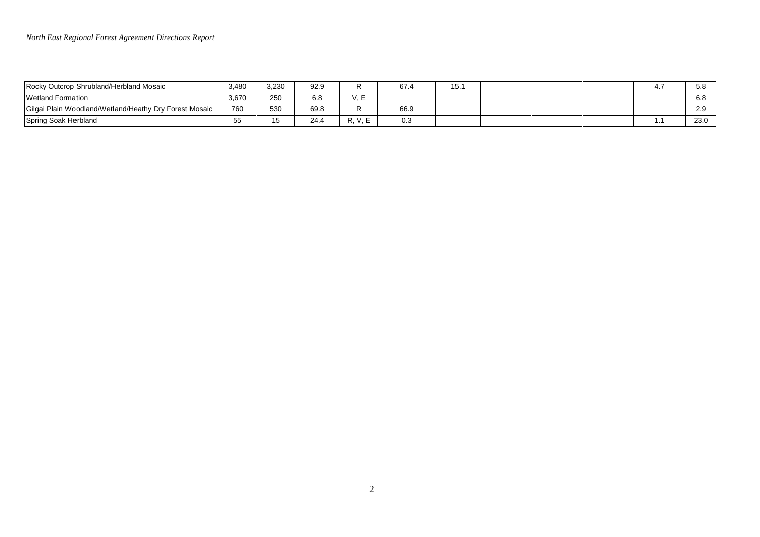| | | | | | | | | | | | | |
|---|---|---|---|---|---|---|---|---|---|---|---|---|
| Rocky Outcrop Shrubland/Herbland Mosaic | 3,480 | 3,230 | 92.9 | R | 67.4 | 15.1 | | | | | 4.7 | 5.8 |
| Wetland Formation | 3,670 | 250 | 6.8 | V, E | | | | | | | | 6.8 |
| Gilgai Plain Woodland/Wetland/Heathy Dry Forest Mosaic | 760 | 530 | 69.8 | R | 66.9 | | | | | | | 2.9 |
| Spring Soak Herbland | 55 | 15 | 24.4 | R, V, E | 0.3 | | | | | | 1.1 | 23.0 |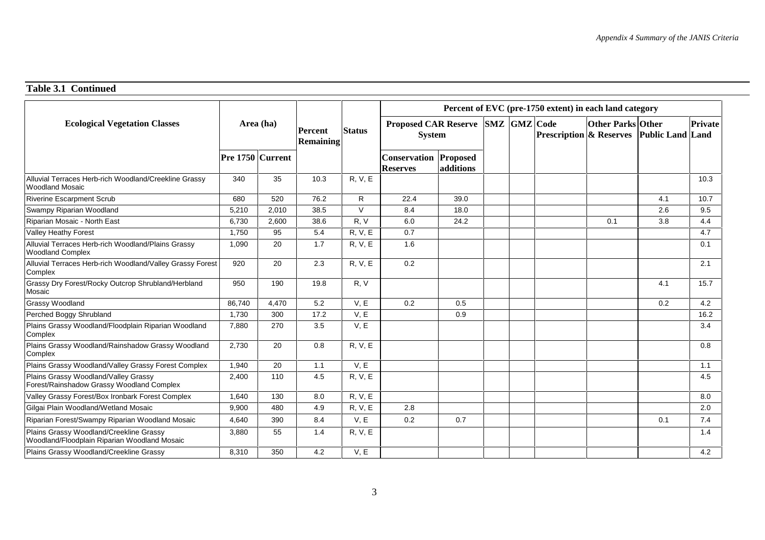**Table 3.1 Continued**

| Ecological Vegetation Classes | Area (ha) | | Percent Remaining | Status | Percent of EVC (pre-1750 extent) in each land category | | | | | | | |
|---|---|---|---|---|---|---|---|---|---|---|---|---|
| | | | | | Proposed CAR Reserve System | | SMZ | GMZ | Code Prescription | Other Parks & Reserves | Other Public Land | Private Land |
| | Pre 1750 | Current | | | Conservation Reserves | Proposed additions | | | | | | |
| Alluvial Terraces Herb-rich Woodland/Creekline Grassy Woodland Mosaic | 340 | 35 | 10.3 | R, V, E | | | | | | | | 10.3 |
| Riverine Escarpment Scrub | 680 | 520 | 76.2 | R | 22.4 | 39.0 | | | | | 4.1 | 10.7 |
| Swampy Riparian Woodland | 5,210 | 2,010 | 38.5 | V | 8.4 | 18.0 | | | | | 2.6 | 9.5 |
| Riparian Mosaic - North East | 6,730 | 2,600 | 38.6 | R, V | 6.0 | 24.2 | | | | 0.1 | 3.8 | 4.4 |
| Valley Heathy Forest | 1,750 | 95 | 5.4 | R, V, E | 0.7 | | | | | | | 4.7 |
| Alluvial Terraces Herb-rich Woodland/Plains Grassy Woodland Complex | 1,090 | 20 | 1.7 | R, V, E | 1.6 | | | | | | | 0.1 |
| Alluvial Terraces Herb-rich Woodland/Valley Grassy Forest Complex | 920 | 20 | 2.3 | R, V, E | 0.2 | | | | | | | 2.1 |
| Grassy Dry Forest/Rocky Outcrop Shrubland/Herbland Mosaic | 950 | 190 | 19.8 | R, V | | | | | | | 4.1 | 15.7 |
| Grassy Woodland | 86,740 | 4,470 | 5.2 | V, E | 0.2 | 0.5 | | | | | 0.2 | 4.2 |
| Perched Boggy Shrubland | 1,730 | 300 | 17.2 | V, E | | 0.9 | | | | | | 16.2 |
| Plains Grassy Woodland/Floodplain Riparian Woodland Complex | 7,880 | 270 | 3.5 | V, E | | | | | | | | 3.4 |
| Plains Grassy Woodland/Rainshadow Grassy Woodland Complex | 2,730 | 20 | 0.8 | R, V, E | | | | | | | | 0.8 |
| Plains Grassy Woodland/Valley Grassy Forest Complex | 1,940 | 20 | 1.1 | V, E | | | | | | | | 1.1 |
| Plains Grassy Woodland/Valley Grassy Forest/Rainshadow Grassy Woodland Complex | 2,400 | 110 | 4.5 | R, V, E | | | | | | | | 4.5 |
| Valley Grassy Forest/Box Ironbark Forest Complex | 1,640 | 130 | 8.0 | R, V, E | | | | | | | | 8.0 |
| Gilgai Plain Woodland/Wetland Mosaic | 9,900 | 480 | 4.9 | R, V, E | 2.8 | | | | | | | 2.0 |
| Riparian Forest/Swampy Riparian Woodland Mosaic | 4,640 | 390 | 8.4 | V, E | 0.2 | 0.7 | | | | | 0.1 | 7.4 |
| Plains Grassy Woodland/Creekline Grassy Woodland/Floodplain Riparian Woodland Mosaic | 3,880 | 55 | 1.4 | R, V, E | | | | | | | | 1.4 |
| Plains Grassy Woodland/Creekline Grassy | 8,310 | 350 | 4.2 | V, E | | | | | | | | 4.2 |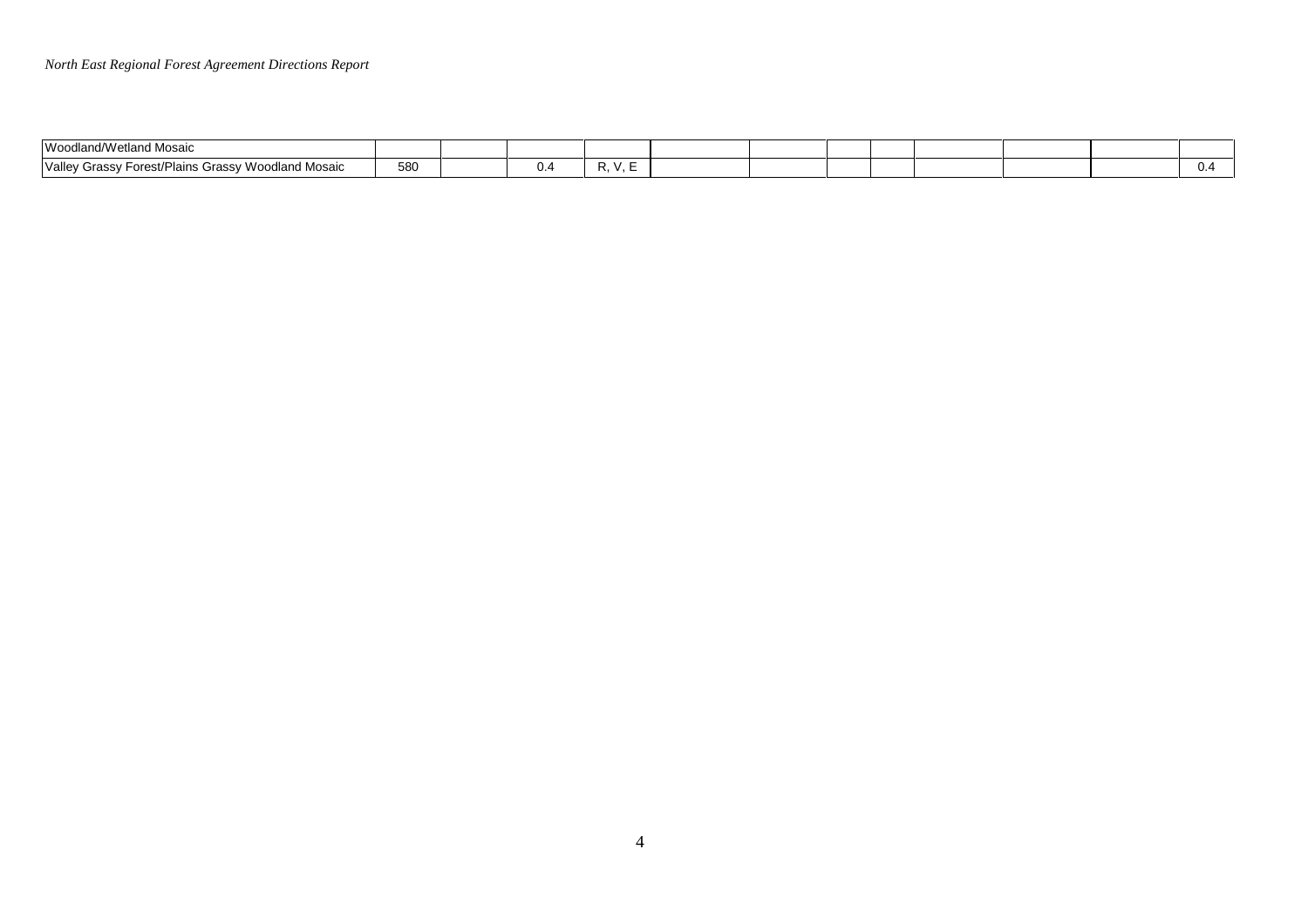| | | | | | | | | | | | | |
|---|---|---|---|---|---|---|---|---|---|---|---|---|
| Woodland/Wetland Mosaic | | | | | | | | | | | | |
| Valley Grassy Forest/Plains Grassy Woodland Mosaic | 580 | | 0.4 | R, V, E | | | | | | | | 0.4 |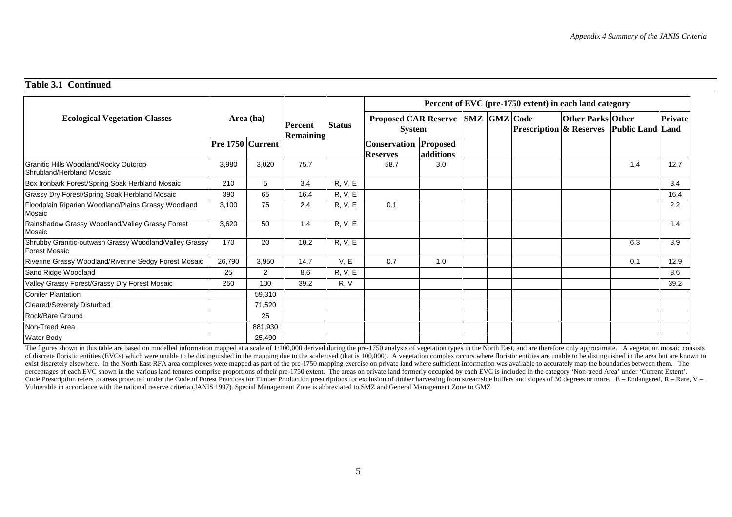**Table 3.1 Continued**

| Ecological Vegetation Classes | Area (ha) | | Percent Remaining | Status | Percent of EVC (pre-1750 extent) in each land category | | | | | | | |
|---|---|---|---|---|---|---|---|---|---|---|---|---|
| | | | | | Proposed CAR Reserve System | | SMZ | GMZ | Code Prescription | Other Parks & Reserves | Other Public Land | Private Land |
| | Pre 1750 | Current | | | Conservation Reserves | Proposed additions | | | | | | |
| Granitic Hills Woodland/Rocky Outcrop Shrubland/Herbland Mosaic | 3,980 | 3,020 | 75.7 | | 58.7 | 3.0 | | | | | 1.4 | 12.7 |
| Box Ironbark Forest/Spring Soak Herbland Mosaic | 210 | 5 | 3.4 | R, V, E | | | | | | | | 3.4 |
| Grassy Dry Forest/Spring Soak Herbland Mosaic | 390 | 65 | 16.4 | R, V, E | | | | | | | | 16.4 |
| Floodplain Riparian Woodland/Plains Grassy Woodland Mosaic | 3,100 | 75 | 2.4 | R, V, E | 0.1 | | | | | | | 2.2 |
| Rainshadow Grassy Woodland/Valley Grassy Forest Mosaic | 3,620 | 50 | 1.4 | R, V, E | | | | | | | | 1.4 |
| Shrubby Granitic-outwash Grassy Woodland/Valley Grassy Forest Mosaic | 170 | 20 | 10.2 | R, V, E | | | | | | | 6.3 | 3.9 |
| Riverine Grassy Woodland/Riverine Sedgy Forest Mosaic | 26,790 | 3,950 | 14.7 | V, E | 0.7 | 1.0 | | | | | 0.1 | 12.9 |
| Sand Ridge Woodland | 25 | 2 | 8.6 | R, V, E | | | | | | | | 8.6 |
| Valley Grassy Forest/Grassy Dry Forest Mosaic | 250 | 100 | 39.2 | R, V | | | | | | | | 39.2 |
| Conifer Plantation | | 59,310 | | | | | | | | | | |
| Cleared/Severely Disturbed | | 71,520 | | | | | | | | | | |
| Rock/Bare Ground | | 25 | | | | | | | | | | |
| Non-Treed Area | | 881,930 | | | | | | | | | | |
| Water Body | | 25,490 | | | | | | | | | | |

The figures shown in this table are based on modelled information mapped at a scale of 1:100,000 derived during the pre-1750 analysis of vegetation types in the North East, and are therefore only approximate. A vegetation mosaic consists of discrete floristic entities (EVCs) which were unable to be distinguished in the mapping due to the scale used (that is 100,000). A vegetation complex occurs where floristic entities are unable to be distinguished in the area but are known to exist discretely elsewhere. In the North East RFA area complexes were mapped as part of the pre-1750 mapping exercise on private land where sufficient information was available to accurately map the boundaries between them. The percentages of each EVC shown in the various land tenures comprise proportions of their pre-1750 extent. The areas on private land formerly occupied by each EVC is included in the category 'Non-treed Area' under 'Current Extent'. Code Prescription refers to areas protected under the Code of Forest Practices for Timber Production prescriptions for exclusion of timber harvesting from streamside buffers and slopes of 30 degrees or more. E – Endangered, R – Rare, V – Vulnerable in accordance with the national reserve criteria (JANIS 1997). Special Management Zone is abbreviated to SMZ and General Management Zone to GMZ